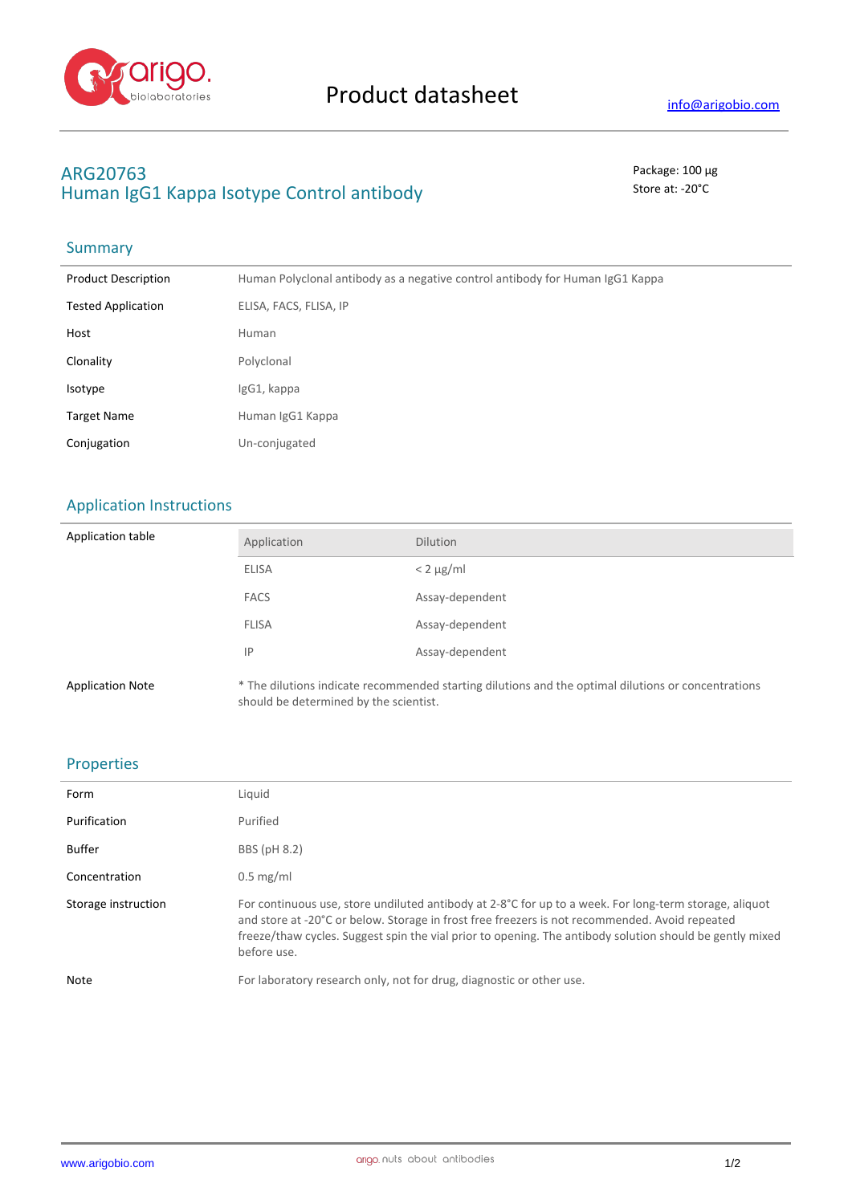# Product datasheet

info@arigobio.com

## ARG20763
## Human IgG1 Kappa Isotype Control antibody

Package: 100 μg
Store at: -20°C

### Summary

| | |
|---|---|
| Product Description | Human Polyclonal antibody as a negative control antibody for Human IgG1 Kappa |
| Tested Application | ELISA, FACS, FLISA, IP |
| Host | Human |
| Clonality | Polyclonal |
| Isotype | IgG1, kappa |
| Target Name | Human IgG1 Kappa |
| Conjugation | Un-conjugated |

### Application Instructions

Application table

| Application | Dilution |
|---|---|
| ELISA | < 2 μg/ml |
| FACS | Assay-dependent |
| FLISA | Assay-dependent |
| IP | Assay-dependent |

Application Note: * The dilutions indicate recommended starting dilutions and the optimal dilutions or concentrations should be determined by the scientist.

### Properties

| | |
|---|---|
| Form | Liquid |
| Purification | Purified |
| Buffer | BBS (pH 8.2) |
| Concentration | 0.5 mg/ml |
| Storage instruction | For continuous use, store undiluted antibody at 2-8°C for up to a week. For long-term storage, aliquot and store at -20°C or below. Storage in frost free freezers is not recommended. Avoid repeated freeze/thaw cycles. Suggest spin the vial prior to opening. The antibody solution should be gently mixed before use. |
| Note | For laboratory research only, not for drug, diagnostic or other use. |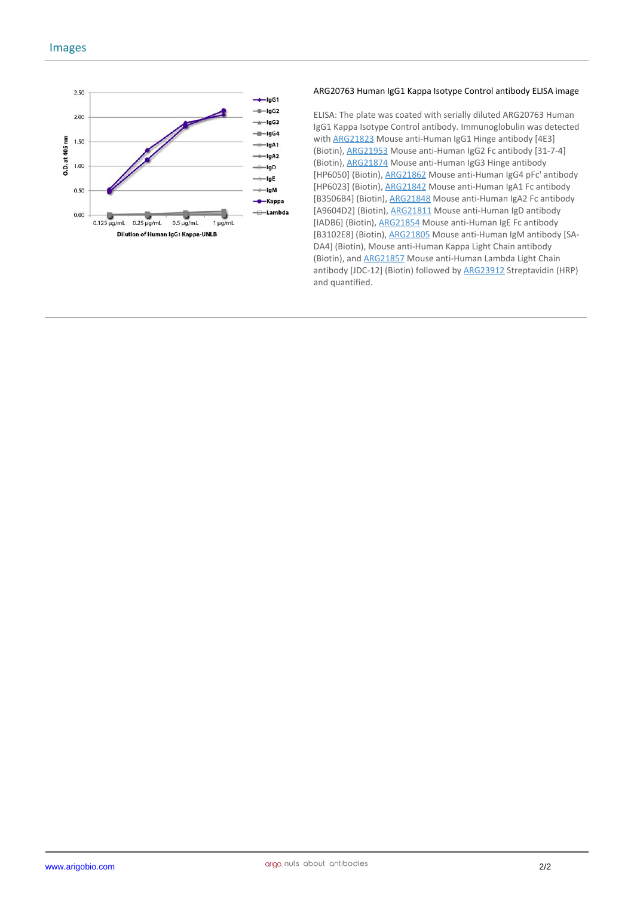## Images

2.50
2.00
1.50
1.00
0.50
0.00
O.D. at 405 nm
0.125 μg/mL
0.25 μg/mL
0.5 μg/mL
1 μg/mL
Dilution of Human IgG1 Kappa-UNLB
IgG1
IgG2
IgG3
IgG4
IgA1
IgA2
IgD
IgE
IgM
Kappa
Lambda

ARG20763 Human IgG1 Kappa Isotype Control antibody ELISA image

ELISA: The plate was coated with serially diluted ARG20763 Human IgG1 Kappa Isotype Control antibody. Immunoglobulin was detected with ARG21823 Mouse anti-Human IgG1 Hinge antibody [4E3] (Biotin), ARG21953 Mouse anti-Human IgG2 Fc antibody [31-7-4] (Biotin), ARG21874 Mouse anti-Human IgG3 Hinge antibody [HP6050] (Biotin), ARG21862 Mouse anti-Human IgG4 pFc' antibody [HP6023] (Biotin), ARG21842 Mouse anti-Human IgA1 Fc antibody [B3506B4] (Biotin), ARG21848 Mouse anti-Human IgA2 Fc antibody [A9604D2] (Biotin), ARG21811 Mouse anti-Human IgD antibody [IADB6] (Biotin), ARG21854 Mouse anti-Human IgE Fc antibody [B3102E8] (Biotin), ARG21805 Mouse anti-Human IgM antibody [SA-DA4] (Biotin), Mouse anti-Human Kappa Light Chain antibody (Biotin), and ARG21857 Mouse anti-Human Lambda Light Chain antibody [JDC-12] (Biotin) followed by ARG23912 Streptavidin (HRP) and quantified.